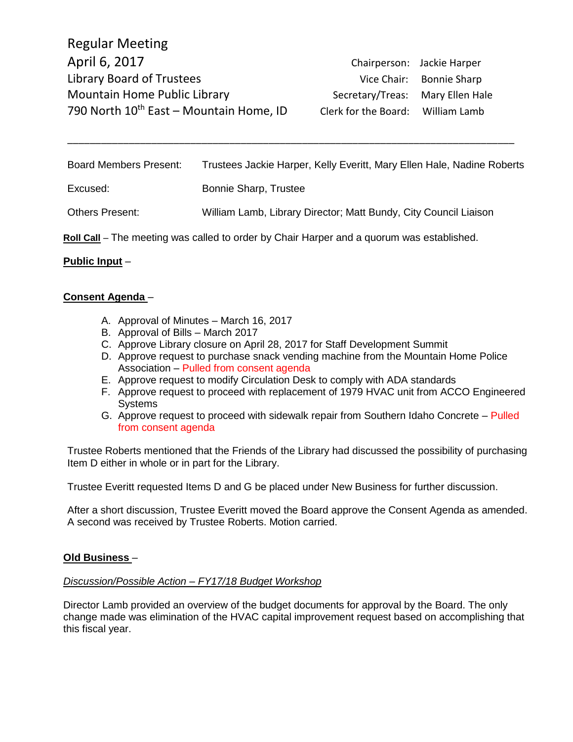Regular Meeting
April 6, 2017
Library Board of Trustees
Mountain Home Public Library
790 North 10th East – Mountain Home, ID

Chairperson: Jackie Harper
Vice Chair: Bonnie Sharp
Secretary/Treas: Mary Ellen Hale
Clerk for the Board: William Lamb

---

| | |
|---|---|
| Board Members Present: | Trustees Jackie Harper, Kelly Everitt, Mary Ellen Hale, Nadine Roberts |
| Excused: | Bonnie Sharp, Trustee |
| Others Present: | William Lamb, Library Director; Matt Bundy, City Council Liaison |

**Roll Call** – The meeting was called to order by Chair Harper and a quorum was established.

**Public Input** –

**Consent Agenda** –

A. Approval of Minutes – March 16, 2017
B. Approval of Bills – March 2017
C. Approve Library closure on April 28, 2017 for Staff Development Summit
D. Approve request to purchase snack vending machine from the Mountain Home Police Association – Pulled from consent agenda
E. Approve request to modify Circulation Desk to comply with ADA standards
F. Approve request to proceed with replacement of 1979 HVAC unit from ACCO Engineered Systems
G. Approve request to proceed with sidewalk repair from Southern Idaho Concrete – Pulled from consent agenda

Trustee Roberts mentioned that the Friends of the Library had discussed the possibility of purchasing Item D either in whole or in part for the Library.

Trustee Everitt requested Items D and G be placed under New Business for further discussion.

After a short discussion, Trustee Everitt moved the Board approve the Consent Agenda as amended. A second was received by Trustee Roberts. Motion carried.

**Old Business** –

*Discussion/Possible Action – FY17/18 Budget Workshop*

Director Lamb provided an overview of the budget documents for approval by the Board. The only change made was elimination of the HVAC capital improvement request based on accomplishing that this fiscal year.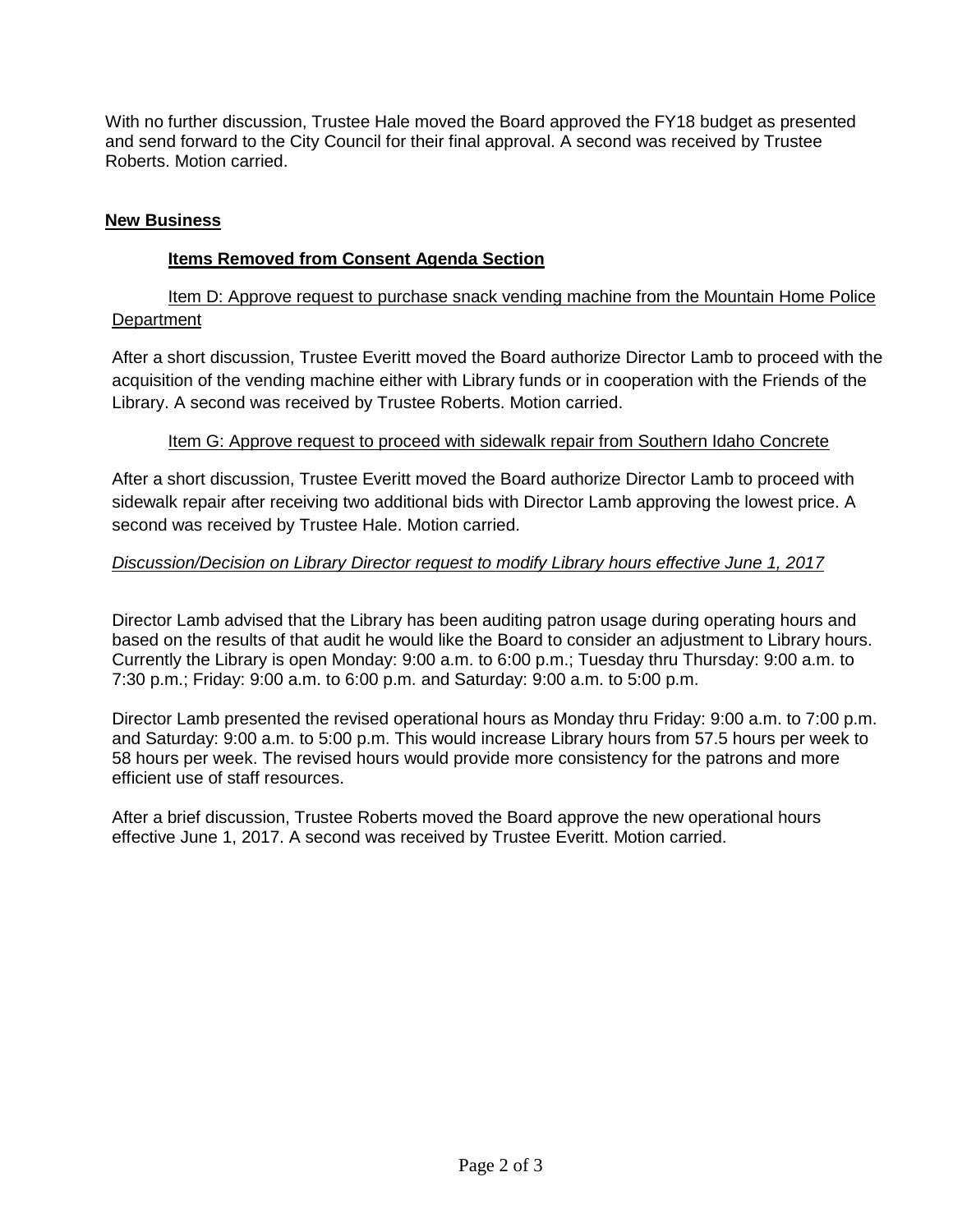With no further discussion, Trustee Hale moved the Board approved the FY18 budget as presented and send forward to the City Council for their final approval. A second was received by Trustee Roberts. Motion carried.

## New Business

### Items Removed from Consent Agenda Section

Item D: Approve request to purchase snack vending machine from the Mountain Home Police Department

After a short discussion, Trustee Everitt moved the Board authorize Director Lamb to proceed with the acquisition of the vending machine either with Library funds or in cooperation with the Friends of the Library. A second was received by Trustee Roberts. Motion carried.

Item G: Approve request to proceed with sidewalk repair from Southern Idaho Concrete

After a short discussion, Trustee Everitt moved the Board authorize Director Lamb to proceed with sidewalk repair after receiving two additional bids with Director Lamb approving the lowest price. A second was received by Trustee Hale. Motion carried.

*Discussion/Decision on Library Director request to modify Library hours effective June 1, 2017*

Director Lamb advised that the Library has been auditing patron usage during operating hours and based on the results of that audit he would like the Board to consider an adjustment to Library hours. Currently the Library is open Monday: 9:00 a.m. to 6:00 p.m.; Tuesday thru Thursday: 9:00 a.m. to 7:30 p.m.; Friday: 9:00 a.m. to 6:00 p.m. and Saturday: 9:00 a.m. to 5:00 p.m.

Director Lamb presented the revised operational hours as Monday thru Friday: 9:00 a.m. to 7:00 p.m. and Saturday: 9:00 a.m. to 5:00 p.m. This would increase Library hours from 57.5 hours per week to 58 hours per week. The revised hours would provide more consistency for the patrons and more efficient use of staff resources.

After a brief discussion, Trustee Roberts moved the Board approve the new operational hours effective June 1, 2017. A second was received by Trustee Everitt. Motion carried.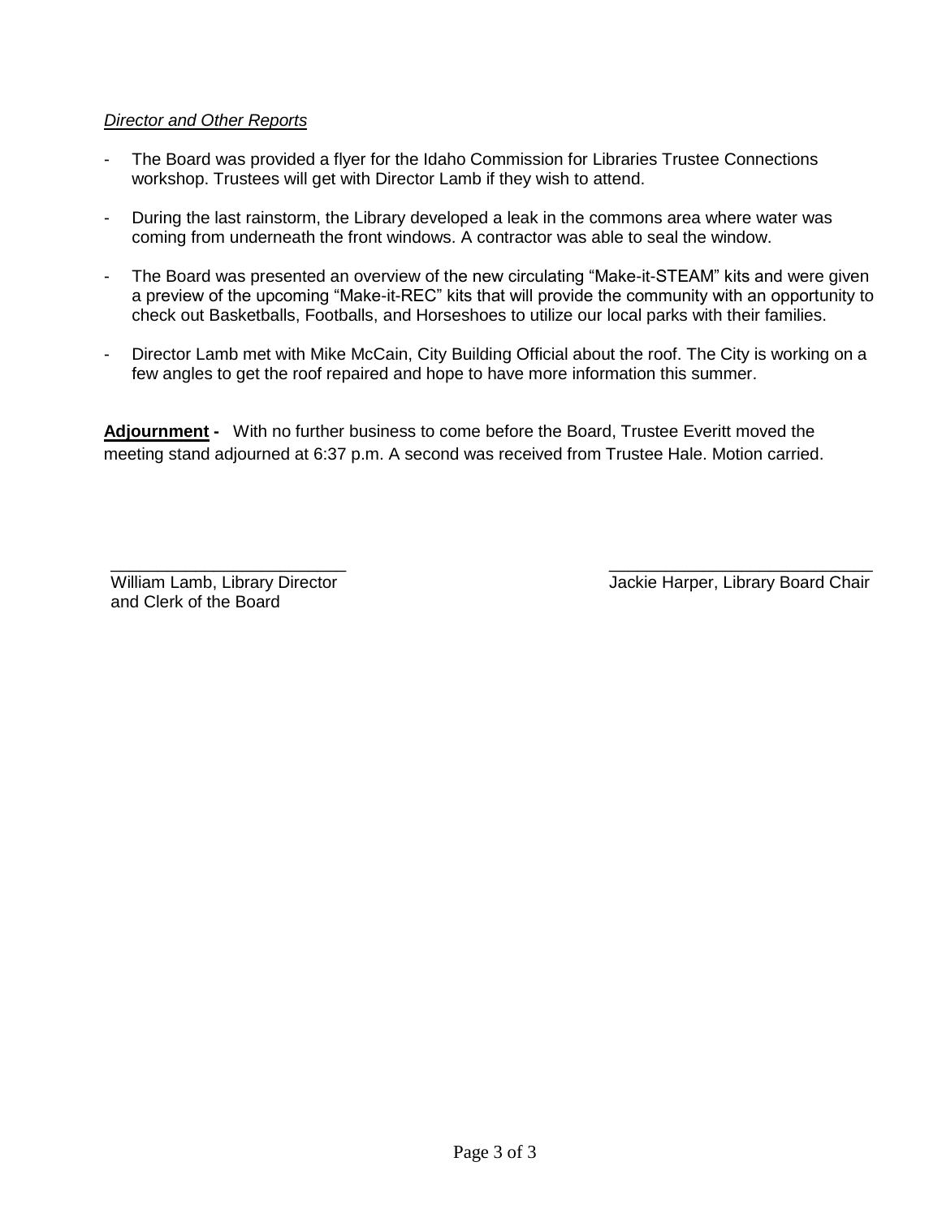*Director and Other Reports*

- The Board was provided a flyer for the Idaho Commission for Libraries Trustee Connections workshop. Trustees will get with Director Lamb if they wish to attend.
- During the last rainstorm, the Library developed a leak in the commons area where water was coming from underneath the front windows. A contractor was able to seal the window.
- The Board was presented an overview of the new circulating "Make-it-STEAM" kits and were given a preview of the upcoming "Make-it-REC" kits that will provide the community with an opportunity to check out Basketballs, Footballs, and Horseshoes to utilize our local parks with their families.
- Director Lamb met with Mike McCain, City Building Official about the roof. The City is working on a few angles to get the roof repaired and hope to have more information this summer.

**Adjournment -** With no further business to come before the Board, Trustee Everitt moved the meeting stand adjourned at 6:37 p.m. A second was received from Trustee Hale. Motion carried.

_________________________
William Lamb, Library Director
and Clerk of the Board

_________________________
Jackie Harper, Library Board Chair